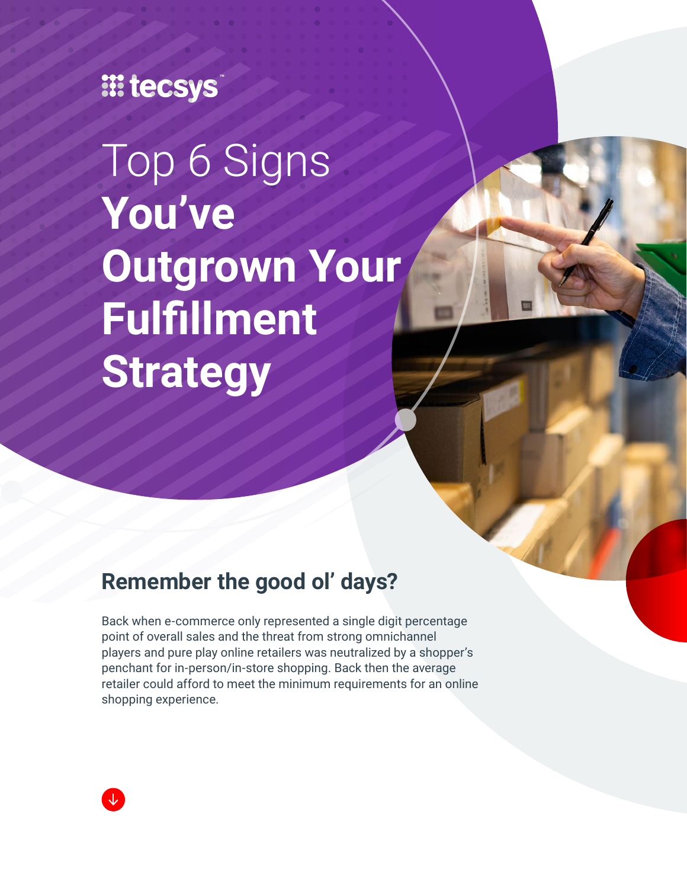tecsys

# Top 6 Signs **You've Outgrown Your Fulfillment Strategy**

## Remember the good ol' days?

Back when e-commerce only represented a single digit percentage point of overall sales and the threat from strong omnichannel players and pure play online retailers was neutralized by a shopper's penchant for in-person/in-store shopping. Back then the average retailer could afford to meet the minimum requirements for an online shopping experience.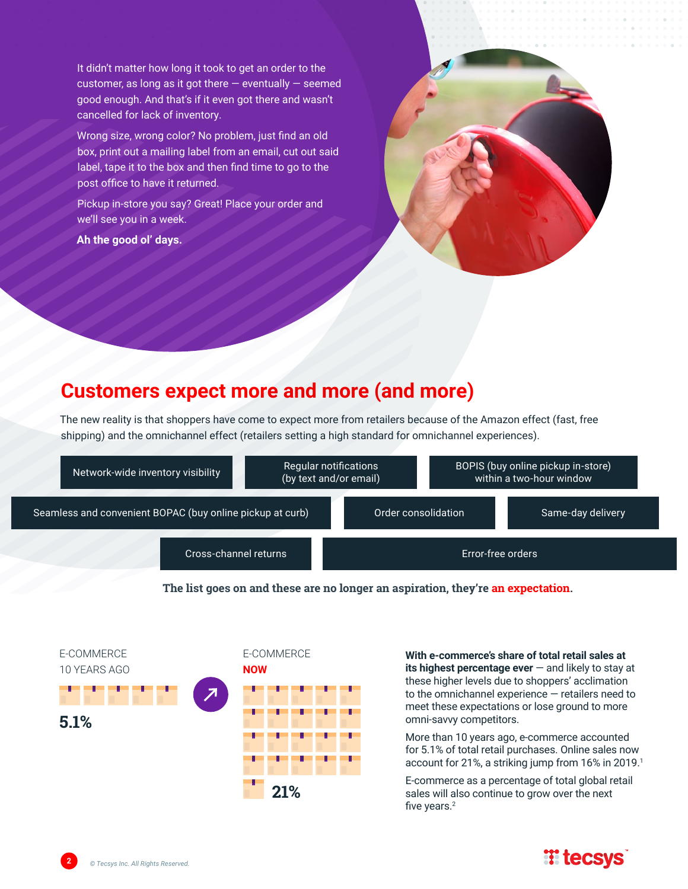It didn't matter how long it took to get an order to the customer, as long as it got there — eventually — seemed good enough. And that's if it even got there and wasn't cancelled for lack of inventory.

Wrong size, wrong color? No problem, just find an old box, print out a mailing label from an email, cut out said label, tape it to the box and then find time to go to the post office to have it returned.

Pickup in-store you say? Great! Place your order and we'll see you in a week.

**Ah the good ol' days.**

## Customers expect more and more (and more)

The new reality is that shoppers have come to expect more from retailers because of the Amazon effect (fast, free shipping) and the omnichannel effect (retailers setting a high standard for omnichannel experiences).

- Network-wide inventory visibility
- Regular notifications (by text and/or email)
- BOPIS (buy online pickup in-store) within a two-hour window
- Seamless and convenient BOPAC (buy online pickup at curb)
- Order consolidation
- Same-day delivery
- Cross-channel returns
- Error-free orders

**The list goes on and these are no longer an aspiration, they're an expectation.**

E-COMMERCE 10 YEARS AGO

**5.1%**

E-COMMERCE **NOW**

**21%**

**With e-commerce's share of total retail sales at its highest percentage ever** — and likely to stay at these higher levels due to shoppers' acclimation to the omnichannel experience — retailers need to meet these expectations or lose ground to more omni-savvy competitors.

More than 10 years ago, e-commerce accounted for 5.1% of total retail purchases. Online sales now account for 21%, a striking jump from 16% in 2019.[1]

E-commerce as a percentage of total global retail sales will also continue to grow over the next five years.[2]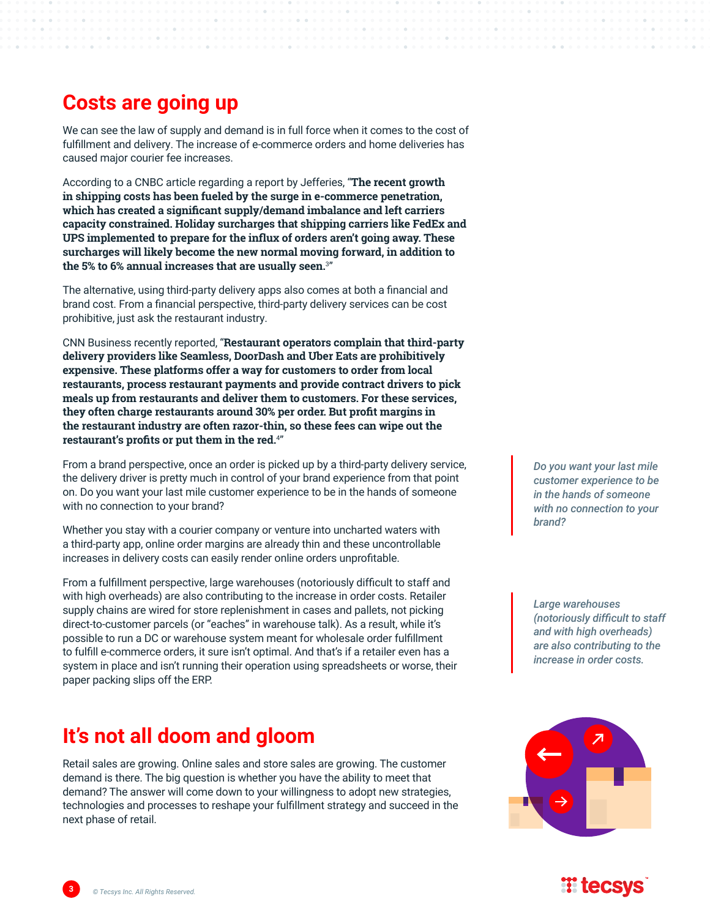## Costs are going up

We can see the law of supply and demand is in full force when it comes to the cost of fulfillment and delivery. The increase of e-commerce orders and home deliveries has caused major courier fee increases.

According to a CNBC article regarding a report by Jefferies, "**The recent growth in shipping costs has been fueled by the surge in e-commerce penetration, which has created a significant supply/demand imbalance and left carriers capacity constrained. Holiday surcharges that shipping carriers like FedEx and UPS implemented to prepare for the influx of orders aren't going away. These surcharges will likely become the new normal moving forward, in addition to the 5% to 6% annual increases that are usually seen.**[3]"

The alternative, using third-party delivery apps also comes at both a financial and brand cost. From a financial perspective, third-party delivery services can be cost prohibitive, just ask the restaurant industry.

CNN Business recently reported, "**Restaurant operators complain that third-party delivery providers like Seamless, DoorDash and Uber Eats are prohibitively expensive. These platforms offer a way for customers to order from local restaurants, process restaurant payments and provide contract drivers to pick meals up from restaurants and deliver them to customers. For these services, they often charge restaurants around 30% per order. But profit margins in the restaurant industry are often razor-thin, so these fees can wipe out the restaurant's profits or put them in the red.**[4]"

From a brand perspective, once an order is picked up by a third-party delivery service, the delivery driver is pretty much in control of your brand experience from that point on. Do you want your last mile customer experience to be in the hands of someone with no connection to your brand?

*Do you want your last mile customer experience to be in the hands of someone with no connection to your brand?*

Whether you stay with a courier company or venture into uncharted waters with a third-party app, online order margins are already thin and these uncontrollable increases in delivery costs can easily render online orders unprofitable.

From a fulfillment perspective, large warehouses (notoriously difficult to staff and with high overheads) are also contributing to the increase in order costs. Retailer supply chains are wired for store replenishment in cases and pallets, not picking direct-to-customer parcels (or "eaches" in warehouse talk). As a result, while it's possible to run a DC or warehouse system meant for wholesale order fulfillment to fulfill e-commerce orders, it sure isn't optimal. And that's if a retailer even has a system in place and isn't running their operation using spreadsheets or worse, their paper packing slips off the ERP.

*Large warehouses (notoriously difficult to staff and with high overheads) are also contributing to the increase in order costs.*

## It's not all doom and gloom

Retail sales are growing. Online sales and store sales are growing. The customer demand is there. The big question is whether you have the ability to meet that demand? The answer will come down to your willingness to adopt new strategies, technologies and processes to reshape your fulfillment strategy and succeed in the next phase of retail.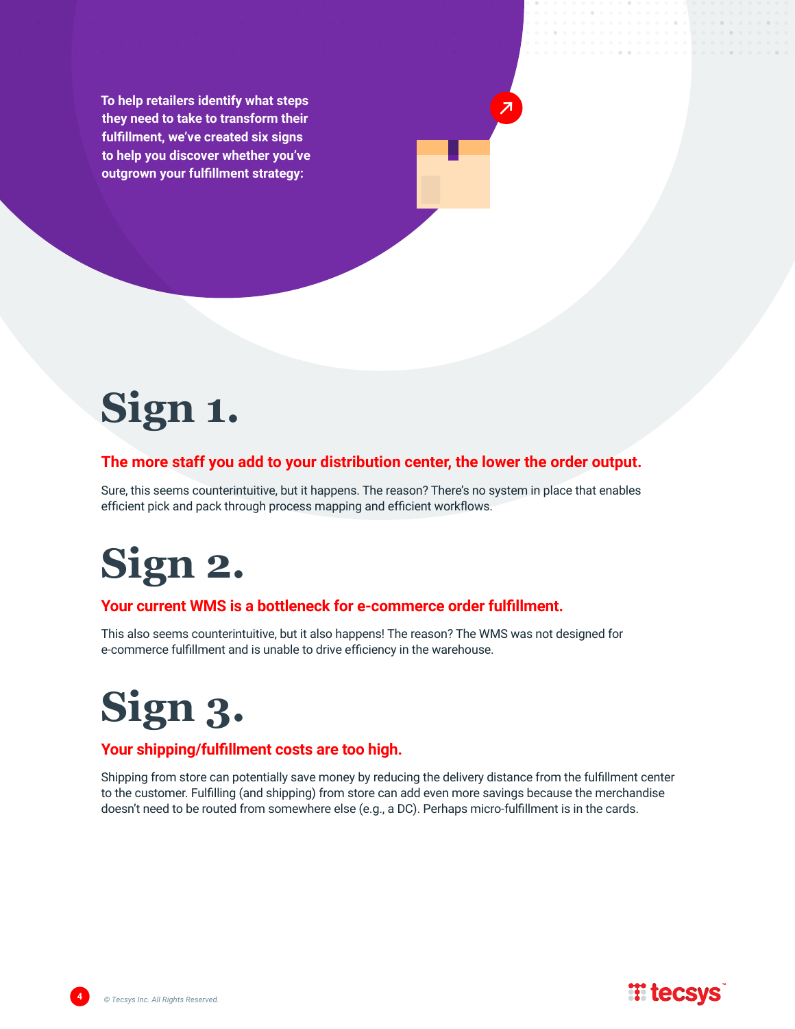**To help retailers identify what steps they need to take to transform their fulfillment, we've created six signs to help you discover whether you've outgrown your fulfillment strategy:**

# Sign 1.

### The more staff you add to your distribution center, the lower the order output.

Sure, this seems counterintuitive, but it happens. The reason? There's no system in place that enables efficient pick and pack through process mapping and efficient workflows.

# Sign 2.

### Your current WMS is a bottleneck for e-commerce order fulfillment.

This also seems counterintuitive, but it also happens! The reason? The WMS was not designed for e-commerce fulfillment and is unable to drive efficiency in the warehouse.

# Sign 3.

### Your shipping/fulfillment costs are too high.

Shipping from store can potentially save money by reducing the delivery distance from the fulfillment center to the customer. Fulfilling (and shipping) from store can add even more savings because the merchandise doesn't need to be routed from somewhere else (e.g., a DC). Perhaps micro-fulfillment is in the cards.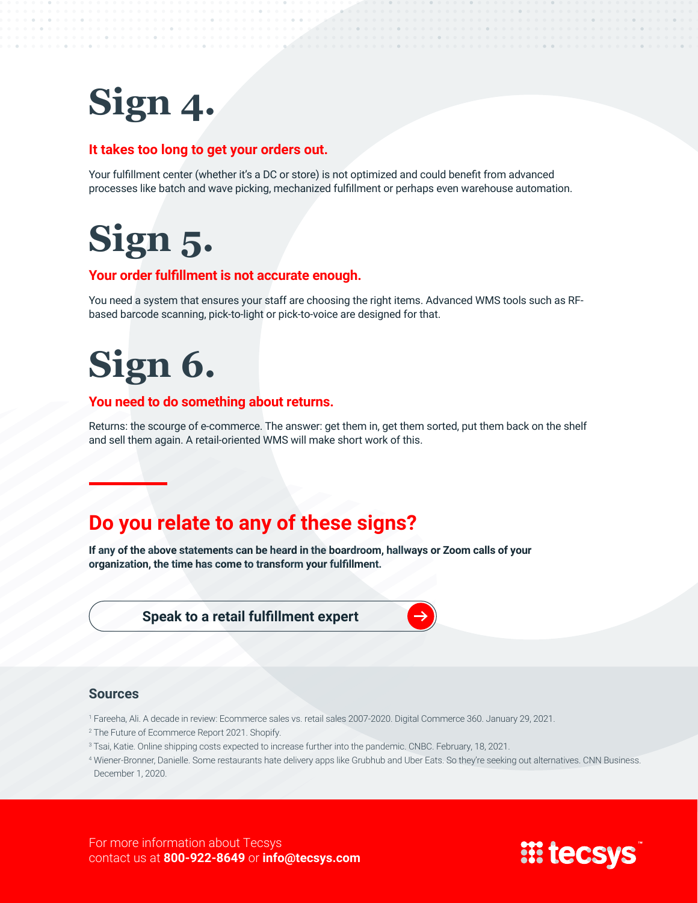# Sign 4.

**It takes too long to get your orders out.**

Your fulfillment center (whether it's a DC or store) is not optimized and could benefit from advanced processes like batch and wave picking, mechanized fulfillment or perhaps even warehouse automation.

# Sign 5.

**Your order fulfillment is not accurate enough.**

You need a system that ensures your staff are choosing the right items. Advanced WMS tools such as RF-based barcode scanning, pick-to-light or pick-to-voice are designed for that.

# Sign 6.

**You need to do something about returns.**

Returns: the scourge of e-commerce. The answer: get them in, get them sorted, put them back on the shelf and sell them again. A retail-oriented WMS will make short work of this.

## Do you relate to any of these signs?

**If any of the above statements can be heard in the boardroom, hallways or Zoom calls of your organization, the time has come to transform your fulfillment.**

Speak to a retail fulfillment expert

### Sources

[1] Fareeha, Ali. A decade in review: Ecommerce sales vs. retail sales 2007-2020. Digital Commerce 360. January 29, 2021.

[2] The Future of Ecommerce Report 2021. Shopify.

[3] Tsai, Katie. Online shipping costs expected to increase further into the pandemic. CNBC. February, 18, 2021.

[4] Wiener-Bronner, Danielle. Some restaurants hate delivery apps like Grubhub and Uber Eats. So they're seeking out alternatives. CNN Business. December 1, 2020.

For more information about Tecsys contact us at **800-922-8649** or **info@tecsys.com**

tecsys™